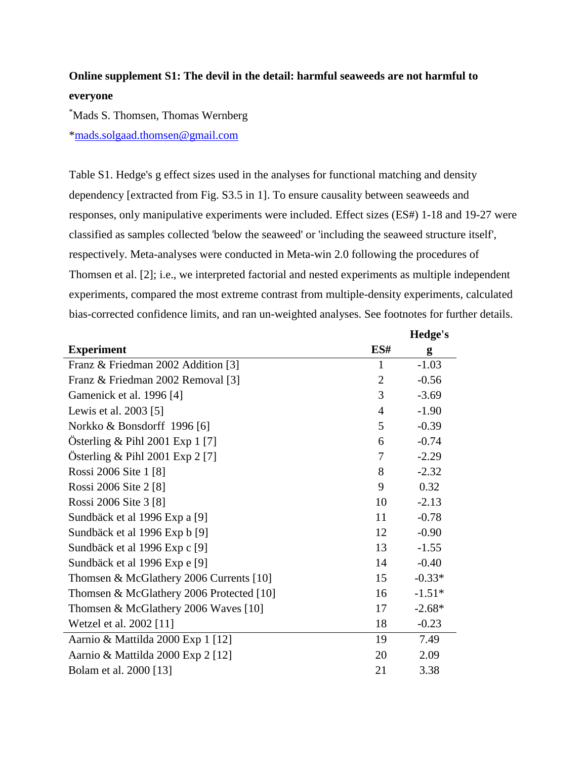**Online supplement S1: The devil in the detail: harmful seaweeds are not harmful to everyone**

*Mads S. Thomsen, Thomas Wernberg

*mads.solgaad.thomsen@gmail.com

Table S1. Hedge's g effect sizes used in the analyses for functional matching and density dependency [extracted from Fig. S3.5 in 1]. To ensure causality between seaweeds and responses, only manipulative experiments were included. Effect sizes (ES#) 1-18 and 19-27 were classified as samples collected 'below the seaweed' or 'including the seaweed structure itself', respectively. Meta-analyses were conducted in Meta-win 2.0 following the procedures of Thomsen et al. [2]; i.e., we interpreted factorial and nested experiments as multiple independent experiments, compared the most extreme contrast from multiple-density experiments, calculated bias-corrected confidence limits, and ran un-weighted analyses. See footnotes for further details.

| Experiment | ES# | Hedge's g |
|---|---|---|
| Franz & Friedman 2002 Addition [3] | 1 | -1.03 |
| Franz & Friedman 2002 Removal [3] | 2 | -0.56 |
| Gamenick et al. 1996 [4] | 3 | -3.69 |
| Lewis et al. 2003 [5] | 4 | -1.90 |
| Norkko & Bonsdorff 1996 [6] | 5 | -0.39 |
| Österling & Pihl 2001 Exp 1 [7] | 6 | -0.74 |
| Österling & Pihl 2001 Exp 2 [7] | 7 | -2.29 |
| Rossi 2006 Site 1 [8] | 8 | -2.32 |
| Rossi 2006 Site 2 [8] | 9 | 0.32 |
| Rossi 2006 Site 3 [8] | 10 | -2.13 |
| Sundbäck et al 1996 Exp a [9] | 11 | -0.78 |
| Sundbäck et al 1996 Exp b [9] | 12 | -0.90 |
| Sundbäck et al 1996 Exp c [9] | 13 | -1.55 |
| Sundbäck et al 1996 Exp e [9] | 14 | -0.40 |
| Thomsen & McGlathery 2006 Currents [10] | 15 | -0.33* |
| Thomsen & McGlathery 2006 Protected [10] | 16 | -1.51* |
| Thomsen & McGlathery 2006 Waves [10] | 17 | -2.68* |
| Wetzel et al. 2002 [11] | 18 | -0.23 |
| Aarnio & Mattilda 2000 Exp 1 [12] | 19 | 7.49 |
| Aarnio & Mattilda 2000 Exp 2 [12] | 20 | 2.09 |
| Bolam et al. 2000 [13] | 21 | 3.38 |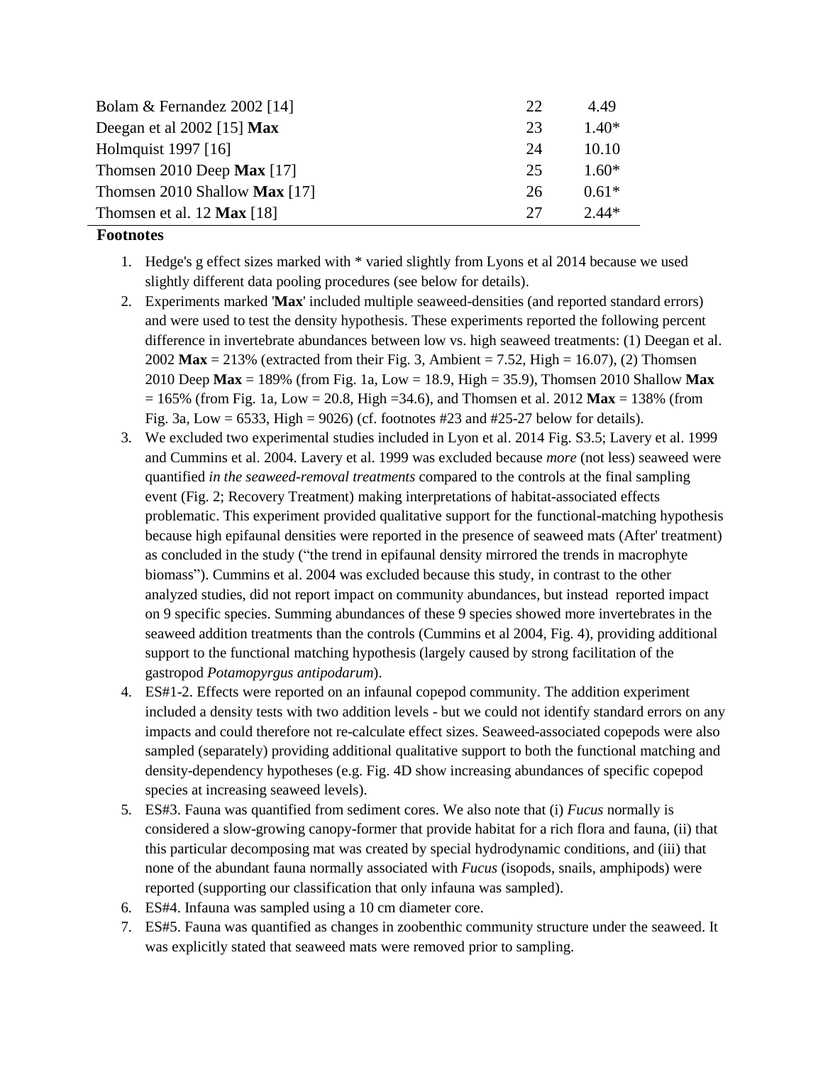| | | |
|---|---|---|
| Bolam & Fernandez 2002 [14] | 22 | 4.49 |
| Deegan et al 2002 [15] **Max** | 23 | 1.40* |
| Holmquist 1997 [16] | 24 | 10.10 |
| Thomsen 2010 Deep **Max** [17] | 25 | 1.60* |
| Thomsen 2010 Shallow **Max** [17] | 26 | 0.61* |
| Thomsen et al. 12 **Max** [18] | 27 | 2.44* |

**Footnotes**

1. Hedge's g effect sizes marked with * varied slightly from Lyons et al 2014 because we used slightly different data pooling procedures (see below for details).
2. Experiments marked '**Max**' included multiple seaweed-densities (and reported standard errors) and were used to test the density hypothesis. These experiments reported the following percent difference in invertebrate abundances between low vs. high seaweed treatments: (1) Deegan et al. 2002 **Max** = 213% (extracted from their Fig. 3, Ambient = 7.52, High = 16.07), (2) Thomsen 2010 Deep **Max** = 189% (from Fig. 1a, Low = 18.9, High = 35.9), Thomsen 2010 Shallow **Max** = 165% (from Fig. 1a, Low = 20.8, High =34.6), and Thomsen et al. 2012 **Max** = 138% (from Fig. 3a, Low = 6533, High = 9026) (cf. footnotes #23 and #25-27 below for details).
3. We excluded two experimental studies included in Lyon et al. 2014 Fig. S3.5; Lavery et al. 1999 and Cummins et al. 2004. Lavery et al. 1999 was excluded because *more* (not less) seaweed were quantified *in the seaweed-removal treatments* compared to the controls at the final sampling event (Fig. 2; Recovery Treatment) making interpretations of habitat-associated effects problematic. This experiment provided qualitative support for the functional-matching hypothesis because high epifaunal densities were reported in the presence of seaweed mats (After' treatment) as concluded in the study ("the trend in epifaunal density mirrored the trends in macrophyte biomass"). Cummins et al. 2004 was excluded because this study, in contrast to the other analyzed studies, did not report impact on community abundances, but instead reported impact on 9 specific species. Summing abundances of these 9 species showed more invertebrates in the seaweed addition treatments than the controls (Cummins et al 2004, Fig. 4), providing additional support to the functional matching hypothesis (largely caused by strong facilitation of the gastropod *Potamopyrgus antipodarum*).
4. ES#1-2. Effects were reported on an infaunal copepod community. The addition experiment included a density tests with two addition levels - but we could not identify standard errors on any impacts and could therefore not re-calculate effect sizes. Seaweed-associated copepods were also sampled (separately) providing additional qualitative support to both the functional matching and density-dependency hypotheses (e.g. Fig. 4D show increasing abundances of specific copepod species at increasing seaweed levels).
5. ES#3. Fauna was quantified from sediment cores. We also note that (i) *Fucus* normally is considered a slow-growing canopy-former that provide habitat for a rich flora and fauna, (ii) that this particular decomposing mat was created by special hydrodynamic conditions, and (iii) that none of the abundant fauna normally associated with *Fucus* (isopods, snails, amphipods) were reported (supporting our classification that only infauna was sampled).
6. ES#4. Infauna was sampled using a 10 cm diameter core.
7. ES#5. Fauna was quantified as changes in zoobenthic community structure under the seaweed. It was explicitly stated that seaweed mats were removed prior to sampling.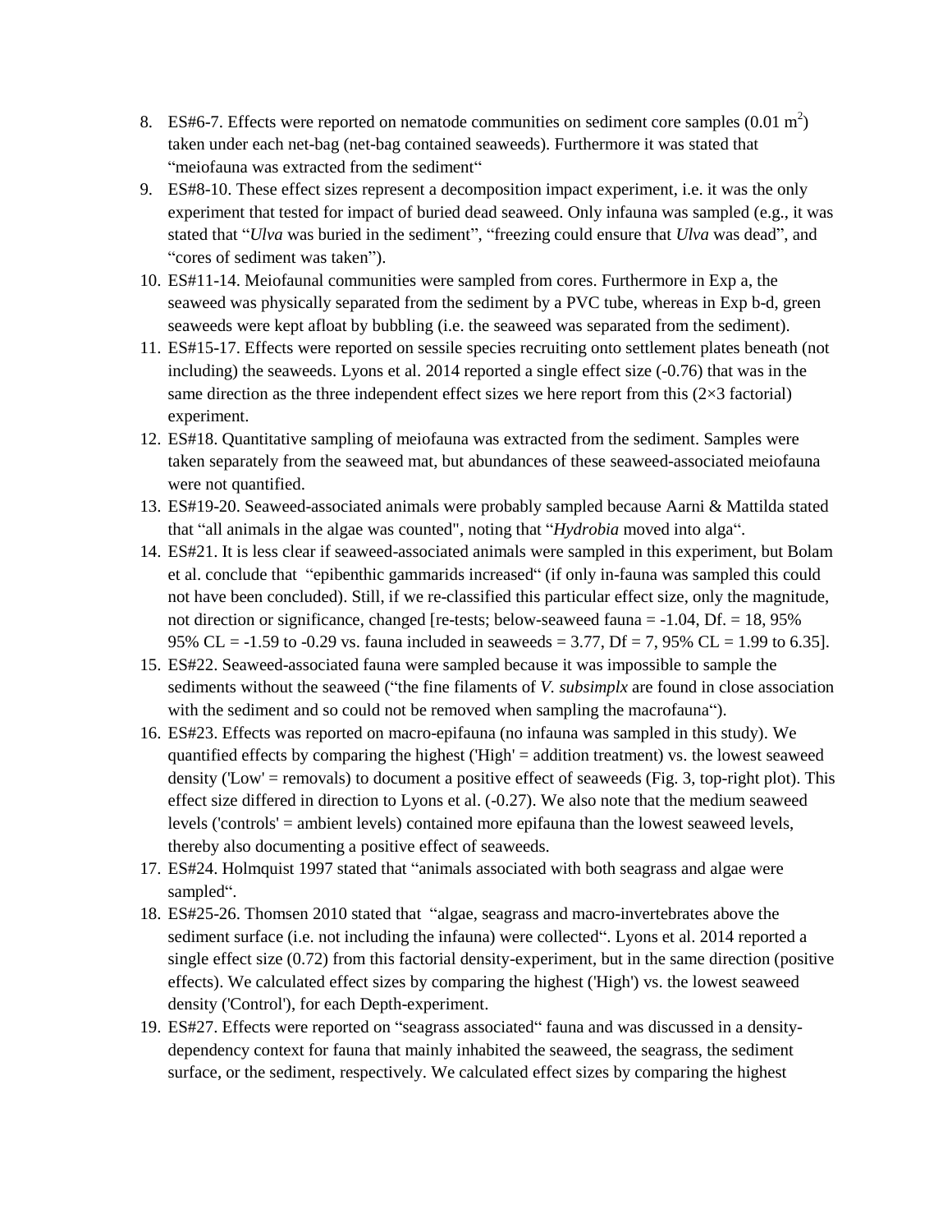8. ES#6-7. Effects were reported on nematode communities on sediment core samples (0.01 $m^2$) taken under each net-bag (net-bag contained seaweeds). Furthermore it was stated that "meiofauna was extracted from the sediment"
9. ES#8-10. These effect sizes represent a decomposition impact experiment, i.e. it was the only experiment that tested for impact of buried dead seaweed. Only infauna was sampled (e.g., it was stated that "*Ulva* was buried in the sediment", "freezing could ensure that *Ulva* was dead", and "cores of sediment was taken").
10. ES#11-14. Meiofaunal communities were sampled from cores. Furthermore in Exp a, the seaweed was physically separated from the sediment by a PVC tube, whereas in Exp b-d, green seaweeds were kept afloat by bubbling (i.e. the seaweed was separated from the sediment).
11. ES#15-17. Effects were reported on sessile species recruiting onto settlement plates beneath (not including) the seaweeds. Lyons et al. 2014 reported a single effect size (-0.76) that was in the same direction as the three independent effect sizes we here report from this (2×3 factorial) experiment.
12. ES#18. Quantitative sampling of meiofauna was extracted from the sediment. Samples were taken separately from the seaweed mat, but abundances of these seaweed-associated meiofauna were not quantified.
13. ES#19-20. Seaweed-associated animals were probably sampled because Aarni & Mattilda stated that "all animals in the algae was counted", noting that "*Hydrobia* moved into alga".
14. ES#21. It is less clear if seaweed-associated animals were sampled in this experiment, but Bolam et al. conclude that "epibenthic gammarids increased" (if only in-fauna was sampled this could not have been concluded). Still, if we re-classified this particular effect size, only the magnitude, not direction or significance, changed [re-tests; below-seaweed fauna = -1.04, Df. = 18, 95% 95% CL = -1.59 to -0.29 vs. fauna included in seaweeds = 3.77, Df = 7, 95% CL = 1.99 to 6.35].
15. ES#22. Seaweed-associated fauna were sampled because it was impossible to sample the sediments without the seaweed ("the fine filaments of *V. subsimplx* are found in close association with the sediment and so could not be removed when sampling the macrofauna").
16. ES#23. Effects was reported on macro-epifauna (no infauna was sampled in this study). We quantified effects by comparing the highest ('High' = addition treatment) vs. the lowest seaweed density ('Low' = removals) to document a positive effect of seaweeds (Fig. 3, top-right plot). This effect size differed in direction to Lyons et al. (-0.27). We also note that the medium seaweed levels ('controls' = ambient levels) contained more epifauna than the lowest seaweed levels, thereby also documenting a positive effect of seaweeds.
17. ES#24. Holmquist 1997 stated that "animals associated with both seagrass and algae were sampled".
18. ES#25-26. Thomsen 2010 stated that "algae, seagrass and macro-invertebrates above the sediment surface (i.e. not including the infauna) were collected". Lyons et al. 2014 reported a single effect size (0.72) from this factorial density-experiment, but in the same direction (positive effects). We calculated effect sizes by comparing the highest ('High') vs. the lowest seaweed density ('Control'), for each Depth-experiment.
19. ES#27. Effects were reported on "seagrass associated" fauna and was discussed in a density-dependency context for fauna that mainly inhabited the seaweed, the seagrass, the sediment surface, or the sediment, respectively. We calculated effect sizes by comparing the highest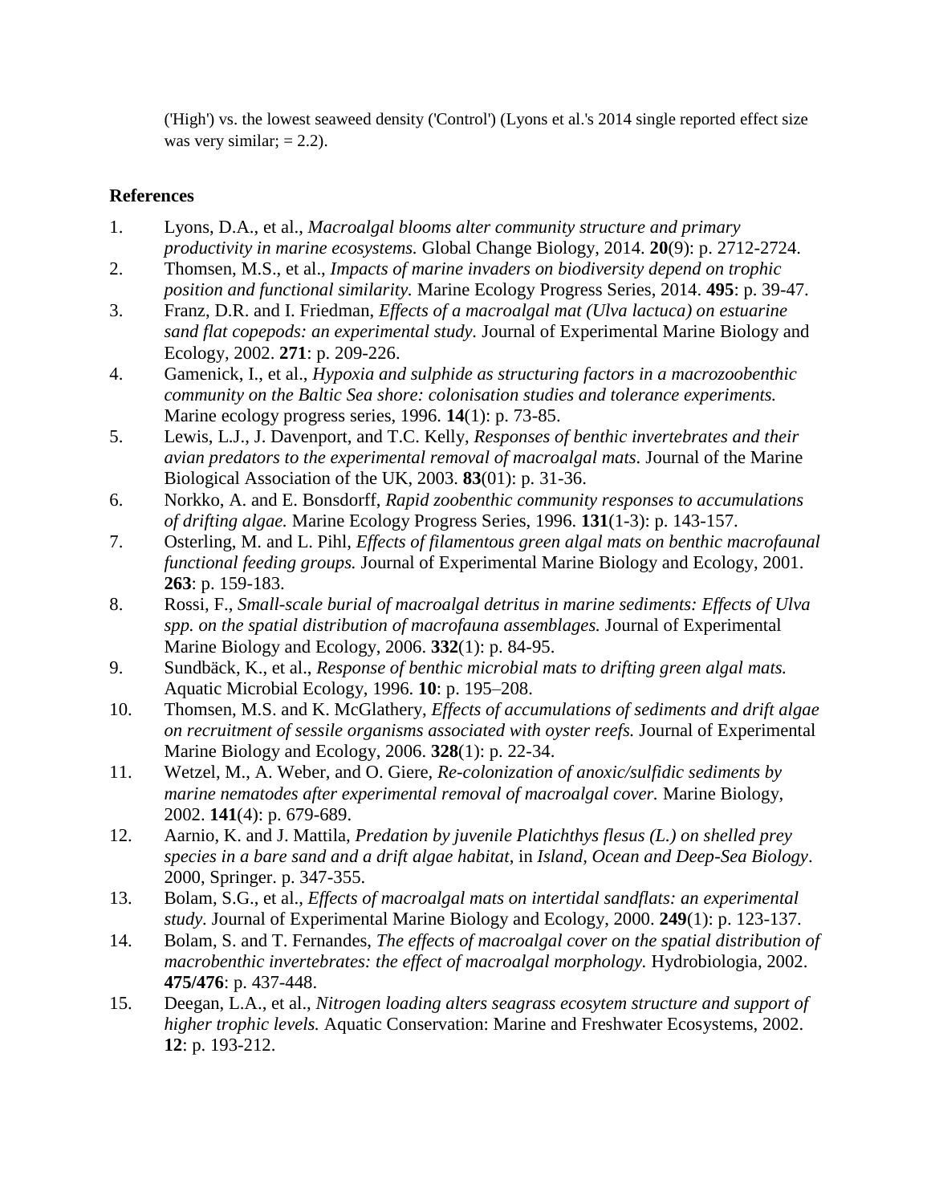('High') vs. the lowest seaweed density ('Control') (Lyons et al.'s 2014 single reported effect size was very similar; = 2.2).

## References

1. Lyons, D.A., et al., *Macroalgal blooms alter community structure and primary productivity in marine ecosystems.* Global Change Biology, 2014. **20**(9): p. 2712-2724.
2. Thomsen, M.S., et al., *Impacts of marine invaders on biodiversity depend on trophic position and functional similarity.* Marine Ecology Progress Series, 2014. **495**: p. 39-47.
3. Franz, D.R. and I. Friedman, *Effects of a macroalgal mat (Ulva lactuca) on estuarine sand flat copepods: an experimental study.* Journal of Experimental Marine Biology and Ecology, 2002. **271**: p. 209-226.
4. Gamenick, I., et al., *Hypoxia and sulphide as structuring factors in a macrozoobenthic community on the Baltic Sea shore: colonisation studies and tolerance experiments.* Marine ecology progress series, 1996. **14**(1): p. 73-85.
5. Lewis, L.J., J. Davenport, and T.C. Kelly, *Responses of benthic invertebrates and their avian predators to the experimental removal of macroalgal mats.* Journal of the Marine Biological Association of the UK, 2003. **83**(01): p. 31-36.
6. Norkko, A. and E. Bonsdorff, *Rapid zoobenthic community responses to accumulations of drifting algae.* Marine Ecology Progress Series, 1996. **131**(1-3): p. 143-157.
7. Osterling, M. and L. Pihl, *Effects of filamentous green algal mats on benthic macrofaunal functional feeding groups.* Journal of Experimental Marine Biology and Ecology, 2001. **263**: p. 159-183.
8. Rossi, F., *Small-scale burial of macroalgal detritus in marine sediments: Effects of Ulva spp. on the spatial distribution of macrofauna assemblages.* Journal of Experimental Marine Biology and Ecology, 2006. **332**(1): p. 84-95.
9. Sundbäck, K., et al., *Response of benthic microbial mats to drifting green algal mats.* Aquatic Microbial Ecology, 1996. **10**: p. 195–208.
10. Thomsen, M.S. and K. McGlathery, *Effects of accumulations of sediments and drift algae on recruitment of sessile organisms associated with oyster reefs.* Journal of Experimental Marine Biology and Ecology, 2006. **328**(1): p. 22-34.
11. Wetzel, M., A. Weber, and O. Giere, *Re-colonization of anoxic/sulfidic sediments by marine nematodes after experimental removal of macroalgal cover.* Marine Biology, 2002. **141**(4): p. 679-689.
12. Aarnio, K. and J. Mattila, *Predation by juvenile Platichthys flesus (L.) on shelled prey species in a bare sand and a drift algae habitat*, in *Island, Ocean and Deep-Sea Biology*. 2000, Springer. p. 347-355.
13. Bolam, S.G., et al., *Effects of macroalgal mats on intertidal sandflats: an experimental study.* Journal of Experimental Marine Biology and Ecology, 2000. **249**(1): p. 123-137.
14. Bolam, S. and T. Fernandes, *The effects of macroalgal cover on the spatial distribution of macrobenthic invertebrates: the effect of macroalgal morphology.* Hydrobiologia, 2002. **475/476**: p. 437-448.
15. Deegan, L.A., et al., *Nitrogen loading alters seagrass ecosytem structure and support of higher trophic levels.* Aquatic Conservation: Marine and Freshwater Ecosystems, 2002. **12**: p. 193-212.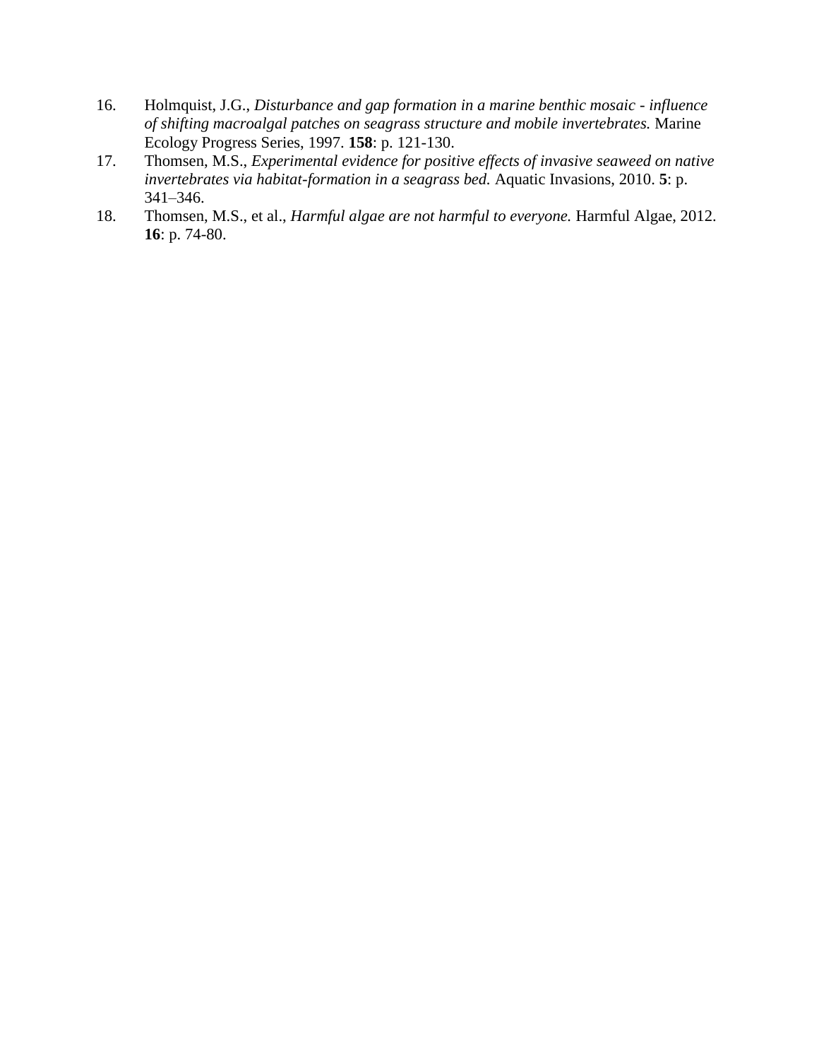16. Holmquist, J.G., *Disturbance and gap formation in a marine benthic mosaic - influence of shifting macroalgal patches on seagrass structure and mobile invertebrates.* Marine Ecology Progress Series, 1997. **158**: p. 121-130.
17. Thomsen, M.S., *Experimental evidence for positive effects of invasive seaweed on native invertebrates via habitat-formation in a seagrass bed.* Aquatic Invasions, 2010. **5**: p. 341–346.
18. Thomsen, M.S., et al., *Harmful algae are not harmful to everyone.* Harmful Algae, 2012. **16**: p. 74-80.